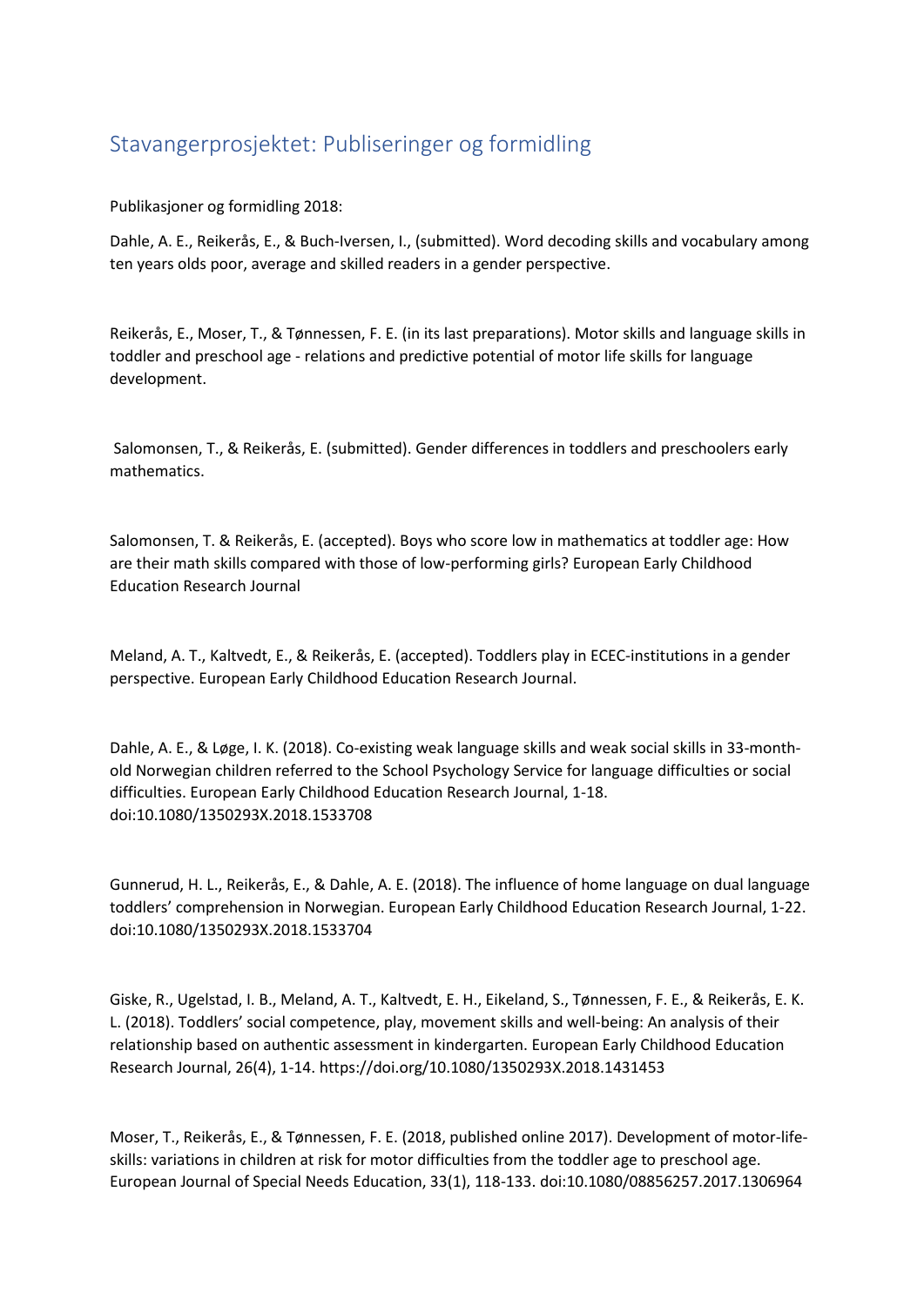# Stavangerprosjektet: Publiseringer og formidling

Publikasjoner og formidling 2018:

Dahle, A. E., Reikerås, E., & Buch-Iversen, I., (submitted). Word decoding skills and vocabulary among ten years olds poor, average and skilled readers in a gender perspective.

Reikerås, E., Moser, T., & Tønnessen, F. E. (in its last preparations). Motor skills and language skills in toddler and preschool age - relations and predictive potential of motor life skills for language development.

Salomonsen, T., & Reikerås, E. (submitted). Gender differences in toddlers and preschoolers early mathematics.

Salomonsen, T. & Reikerås, E. (accepted). Boys who score low in mathematics at toddler age: How are their math skills compared with those of low-performing girls? European Early Childhood Education Research Journal

Meland, A. T., Kaltvedt, E., & Reikerås, E. (accepted). Toddlers play in ECEC-institutions in a gender perspective. European Early Childhood Education Research Journal.

Dahle, A. E., & Løge, I. K. (2018). Co-existing weak language skills and weak social skills in 33-month-old Norwegian children referred to the School Psychology Service for language difficulties or social difficulties. European Early Childhood Education Research Journal, 1-18. doi:10.1080/1350293X.2018.1533708

Gunnerud, H. L., Reikerås, E., & Dahle, A. E. (2018). The influence of home language on dual language toddlers' comprehension in Norwegian. European Early Childhood Education Research Journal, 1-22. doi:10.1080/1350293X.2018.1533704

Giske, R., Ugelstad, I. B., Meland, A. T., Kaltvedt, E. H., Eikeland, S., Tønnessen, F. E., & Reikerås, E. K. L. (2018). Toddlers' social competence, play, movement skills and well-being: An analysis of their relationship based on authentic assessment in kindergarten. European Early Childhood Education Research Journal, 26(4), 1-14. https://doi.org/10.1080/1350293X.2018.1431453

Moser, T., Reikerås, E., & Tønnessen, F. E. (2018, published online 2017). Development of motor-life-skills: variations in children at risk for motor difficulties from the toddler age to preschool age. European Journal of Special Needs Education, 33(1), 118-133. doi:10.1080/08856257.2017.1306964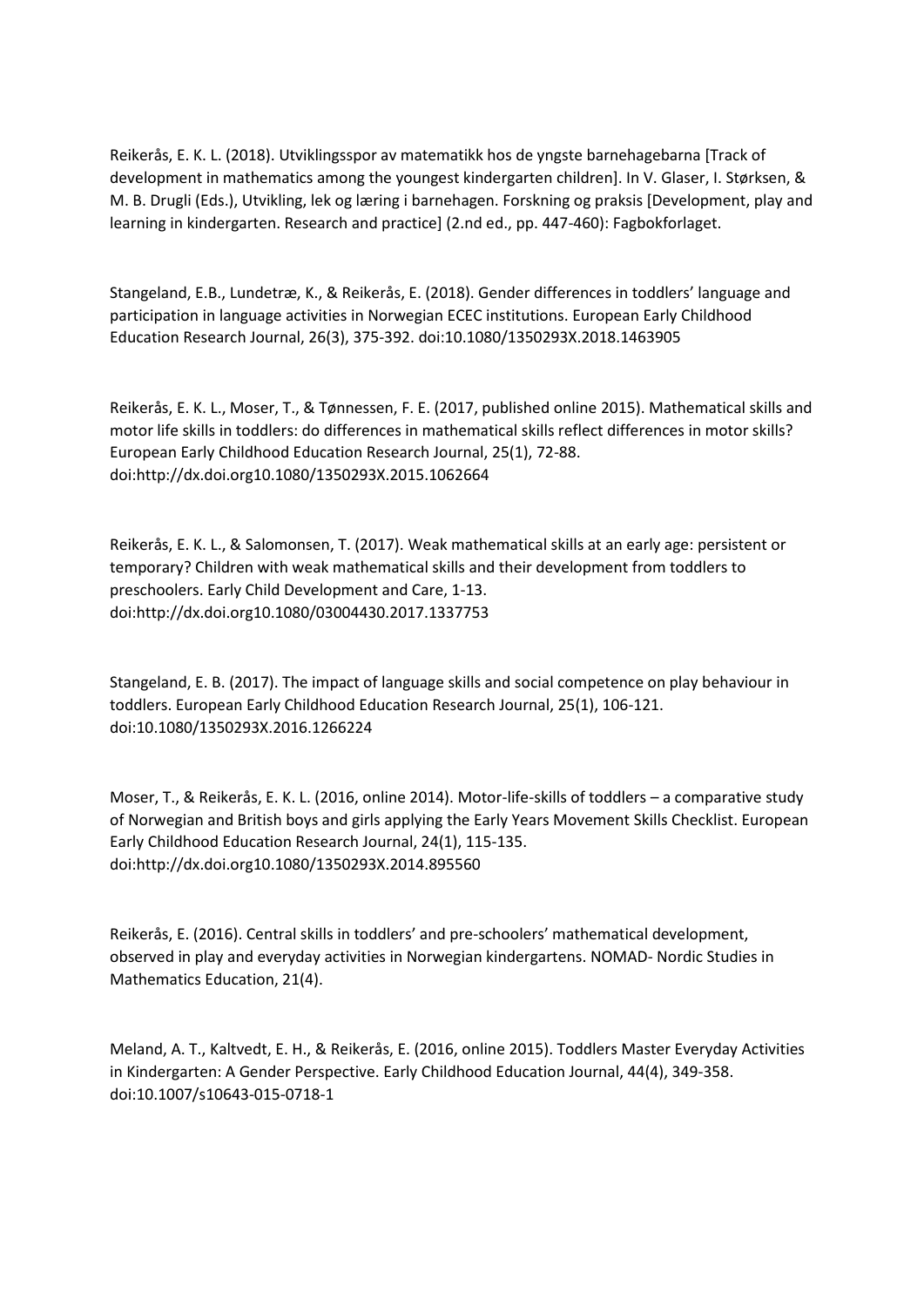Reikerås, E. K. L. (2018). Utviklingsspor av matematikk hos de yngste barnehagebarna [Track of development in mathematics among the youngest kindergarten children]. In V. Glaser, I. Størksen, & M. B. Drugli (Eds.), Utvikling, lek og læring i barnehagen. Forskning og praksis [Development, play and learning in kindergarten. Research and practice] (2.nd ed., pp. 447-460): Fagbokforlaget.

Stangeland, E.B., Lundetræ, K., & Reikerås, E. (2018). Gender differences in toddlers' language and participation in language activities in Norwegian ECEC institutions. European Early Childhood Education Research Journal, 26(3), 375-392. doi:10.1080/1350293X.2018.1463905

Reikerås, E. K. L., Moser, T., & Tønnessen, F. E. (2017, published online 2015). Mathematical skills and motor life skills in toddlers: do differences in mathematical skills reflect differences in motor skills? European Early Childhood Education Research Journal, 25(1), 72-88. doi:http://dx.doi.org10.1080/1350293X.2015.1062664

Reikerås, E. K. L., & Salomonsen, T. (2017). Weak mathematical skills at an early age: persistent or temporary? Children with weak mathematical skills and their development from toddlers to preschoolers. Early Child Development and Care, 1-13. doi:http://dx.doi.org10.1080/03004430.2017.1337753

Stangeland, E. B. (2017). The impact of language skills and social competence on play behaviour in toddlers. European Early Childhood Education Research Journal, 25(1), 106-121. doi:10.1080/1350293X.2016.1266224

Moser, T., & Reikerås, E. K. L. (2016, online 2014). Motor-life-skills of toddlers – a comparative study of Norwegian and British boys and girls applying the Early Years Movement Skills Checklist. European Early Childhood Education Research Journal, 24(1), 115-135. doi:http://dx.doi.org10.1080/1350293X.2014.895560

Reikerås, E. (2016). Central skills in toddlers' and pre-schoolers' mathematical development, observed in play and everyday activities in Norwegian kindergartens. NOMAD- Nordic Studies in Mathematics Education, 21(4).

Meland, A. T., Kaltvedt, E. H., & Reikerås, E. (2016, online 2015). Toddlers Master Everyday Activities in Kindergarten: A Gender Perspective. Early Childhood Education Journal, 44(4), 349-358. doi:10.1007/s10643-015-0718-1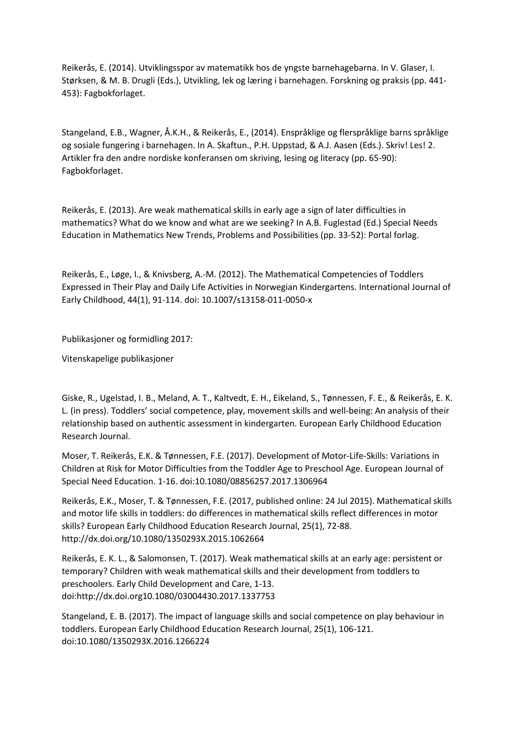Reikerås, E. (2014). Utviklingsspor av matematikk hos de yngste barnehagebarna. In V. Glaser, I. Størksen, & M. B. Drugli (Eds.), Utvikling, lek og læring i barnehagen. Forskning og praksis (pp. 441-453): Fagbokforlaget.

Stangeland, E.B., Wagner, Å.K.H., & Reikerås, E., (2014). Enspråklige og flerspråklige barns språklige og sosiale fungering i barnehagen. In A. Skaftun., P.H. Uppstad, & A.J. Aasen (Eds.). Skriv! Les! 2. Artikler fra den andre nordiske konferansen om skriving, lesing og literacy (pp. 65-90): Fagbokforlaget.

Reikerås, E. (2013). Are weak mathematical skills in early age a sign of later difficulties in mathematics? What do we know and what are we seeking? In A.B. Fuglestad (Ed.) Special Needs Education in Mathematics New Trends, Problems and Possibilities (pp. 33-52): Portal forlag.

Reikerås, E., Løge, I., & Knivsberg, A.-M. (2012). The Mathematical Competencies of Toddlers Expressed in Their Play and Daily Life Activities in Norwegian Kindergartens. International Journal of Early Childhood, 44(1), 91-114. doi: 10.1007/s13158-011-0050-x

Publikasjoner og formidling 2017:

Vitenskapelige publikasjoner

Giske, R., Ugelstad, I. B., Meland, A. T., Kaltvedt, E. H., Eikeland, S., Tønnessen, F. E., & Reikerås, E. K. L. (in press). Toddlers' social competence, play, movement skills and well-being: An analysis of their relationship based on authentic assessment in kindergarten. European Early Childhood Education Research Journal.

Moser, T. Reikerås, E.K. & Tønnessen, F.E. (2017). Development of Motor-Life-Skills: Variations in Children at Risk for Motor Difficulties from the Toddler Age to Preschool Age. European Journal of Special Need Education. 1-16. doi:10.1080/08856257.2017.1306964

Reikerås, E.K., Moser, T. & Tønnessen, F.E. (2017, published online: 24 Jul 2015). Mathematical skills and motor life skills in toddlers: do differences in mathematical skills reflect differences in motor skills? European Early Childhood Education Research Journal, 25(1), 72-88. http://dx.doi.org/10.1080/1350293X.2015.1062664

Reikerås, E. K. L., & Salomonsen, T. (2017). Weak mathematical skills at an early age: persistent or temporary? Children with weak mathematical skills and their development from toddlers to preschoolers. Early Child Development and Care, 1-13. doi:http://dx.doi.org10.1080/03004430.2017.1337753

Stangeland, E. B. (2017). The impact of language skills and social competence on play behaviour in toddlers. European Early Childhood Education Research Journal, 25(1), 106-121. doi:10.1080/1350293X.2016.1266224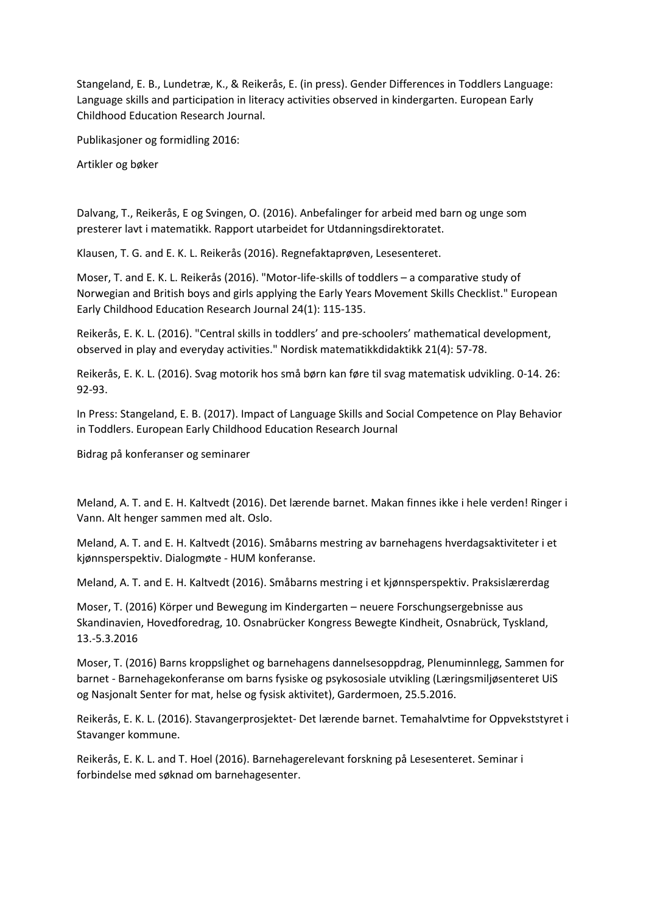Stangeland, E. B., Lundetræ, K., & Reikerås, E. (in press). Gender Differences in Toddlers Language: Language skills and participation in literacy activities observed in kindergarten. European Early Childhood Education Research Journal.

Publikasjoner og formidling 2016:

Artikler og bøker

Dalvang, T., Reikerås, E og Svingen, O. (2016). Anbefalinger for arbeid med barn og unge som presterer lavt i matematikk. Rapport utarbeidet for Utdanningsdirektoratet.

Klausen, T. G. and E. K. L. Reikerås (2016). Regnefaktaprøven, Lesesenteret.

Moser, T. and E. K. L. Reikerås (2016). "Motor-life-skills of toddlers – a comparative study of Norwegian and British boys and girls applying the Early Years Movement Skills Checklist." European Early Childhood Education Research Journal 24(1): 115-135.

Reikerås, E. K. L. (2016). "Central skills in toddlers' and pre-schoolers' mathematical development, observed in play and everyday activities." Nordisk matematikkdidaktikk 21(4): 57-78.

Reikerås, E. K. L. (2016). Svag motorik hos små børn kan føre til svag matematisk udvikling. 0-14. 26: 92-93.

In Press: Stangeland, E. B. (2017). Impact of Language Skills and Social Competence on Play Behavior in Toddlers. European Early Childhood Education Research Journal

Bidrag på konferanser og seminarer

Meland, A. T. and E. H. Kaltvedt (2016). Det lærende barnet. Makan finnes ikke i hele verden! Ringer i Vann. Alt henger sammen med alt. Oslo.

Meland, A. T. and E. H. Kaltvedt (2016). Småbarns mestring av barnehagens hverdagsaktiviteter i et kjønnsperspektiv. Dialogmøte - HUM konferanse.

Meland, A. T. and E. H. Kaltvedt (2016). Småbarns mestring i et kjønnsperspektiv. Praksislærerdag

Moser, T. (2016) Körper und Bewegung im Kindergarten – neuere Forschungsergebnisse aus Skandinavien, Hovedforedrag, 10. Osnabrücker Kongress Bewegte Kindheit, Osnabrück, Tyskland, 13.-5.3.2016

Moser, T. (2016) Barns kroppslighet og barnehagens dannelsesoppdrag, Plenuminnlegg, Sammen for barnet - Barnehagekonferanse om barns fysiske og psykososiale utvikling (Læringsmiljøsenteret UiS og Nasjonalt Senter for mat, helse og fysisk aktivitet), Gardermoen, 25.5.2016.

Reikerås, E. K. L. (2016). Stavangerprosjektet- Det lærende barnet. Temahalvtime for Oppvekststyret i Stavanger kommune.

Reikerås, E. K. L. and T. Hoel (2016). Barnehagerelevant forskning på Lesesenteret. Seminar i forbindelse med søknad om barnehagesenter.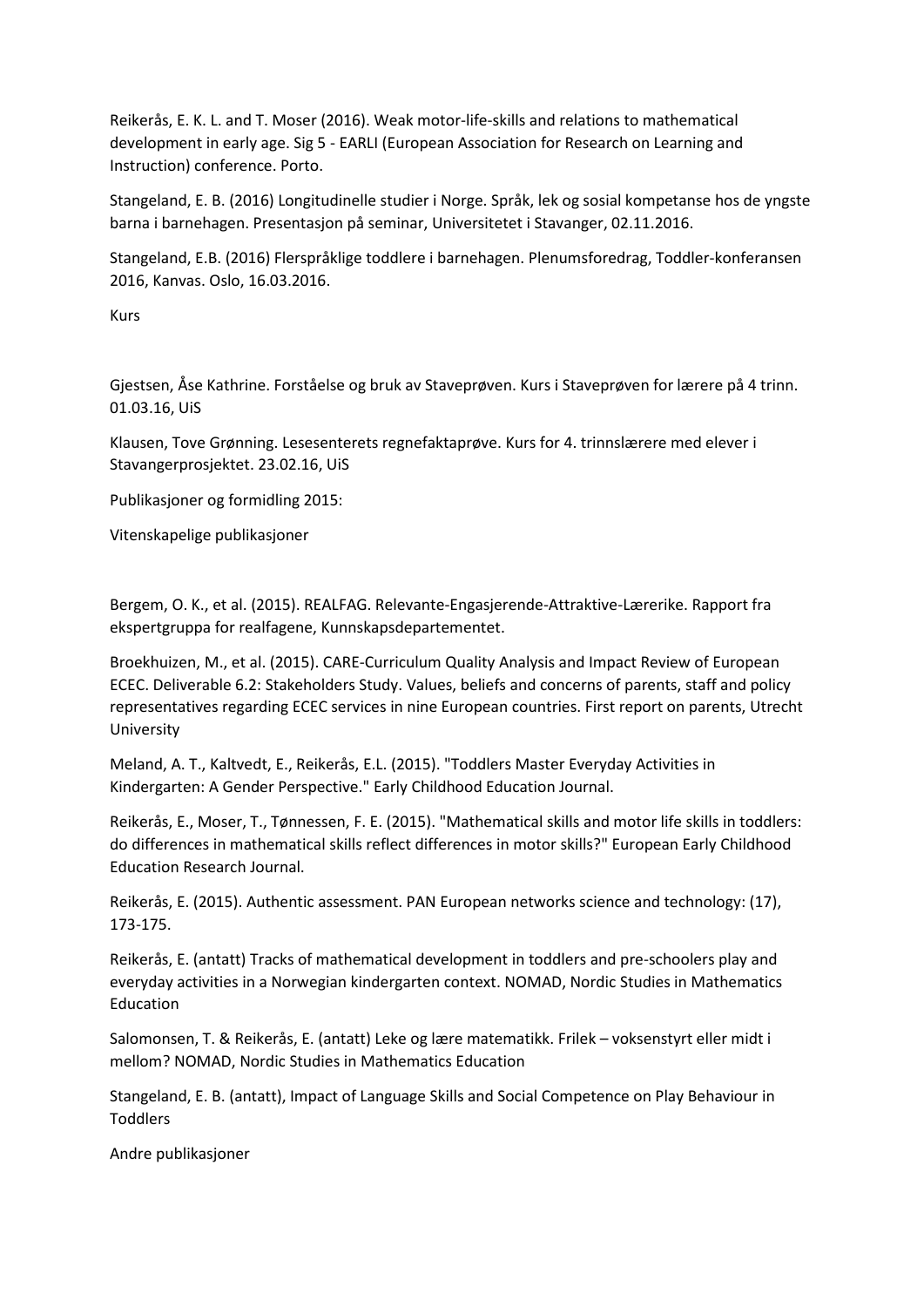Reikerås, E. K. L. and T. Moser (2016). Weak motor-life-skills and relations to mathematical development in early age. Sig 5 - EARLI (European Association for Research on Learning and Instruction) conference. Porto.

Stangeland, E. B. (2016) Longitudinelle studier i Norge. Språk, lek og sosial kompetanse hos de yngste barna i barnehagen. Presentasjon på seminar, Universitetet i Stavanger, 02.11.2016.

Stangeland, E.B. (2016) Flerspråklige toddlere i barnehagen. Plenumsforedrag, Toddler-konferansen 2016, Kanvas. Oslo, 16.03.2016.

Kurs

Gjestsen, Åse Kathrine. Forståelse og bruk av Staveprøven. Kurs i Staveprøven for lærere på 4 trinn. 01.03.16, UiS

Klausen, Tove Grønning. Lesesenterets regnefaktaprøve. Kurs for 4. trinnslærere med elever i Stavangerprosjektet. 23.02.16, UiS

Publikasjoner og formidling 2015:

Vitenskapelige publikasjoner

Bergem, O. K., et al. (2015). REALFAG. Relevante-Engasjerende-Attraktive-Lærerike. Rapport fra ekspertgruppa for realfagene, Kunnskapsdepartementet.

Broekhuizen, M., et al. (2015). CARE-Curriculum Quality Analysis and Impact Review of European ECEC. Deliverable 6.2: Stakeholders Study. Values, beliefs and concerns of parents, staff and policy representatives regarding ECEC services in nine European countries. First report on parents, Utrecht University

Meland, A. T., Kaltvedt, E., Reikerås, E.L. (2015). "Toddlers Master Everyday Activities in Kindergarten: A Gender Perspective." Early Childhood Education Journal.

Reikerås, E., Moser, T., Tønnessen, F. E. (2015). "Mathematical skills and motor life skills in toddlers: do differences in mathematical skills reflect differences in motor skills?" European Early Childhood Education Research Journal.

Reikerås, E. (2015). Authentic assessment. PAN European networks science and technology: (17), 173-175.

Reikerås, E. (antatt) Tracks of mathematical development in toddlers and pre-schoolers play and everyday activities in a Norwegian kindergarten context. NOMAD, Nordic Studies in Mathematics Education

Salomonsen, T. & Reikerås, E. (antatt) Leke og lære matematikk. Frilek – voksenstyrt eller midt i mellom? NOMAD, Nordic Studies in Mathematics Education

Stangeland, E. B. (antatt), Impact of Language Skills and Social Competence on Play Behaviour in Toddlers

Andre publikasjoner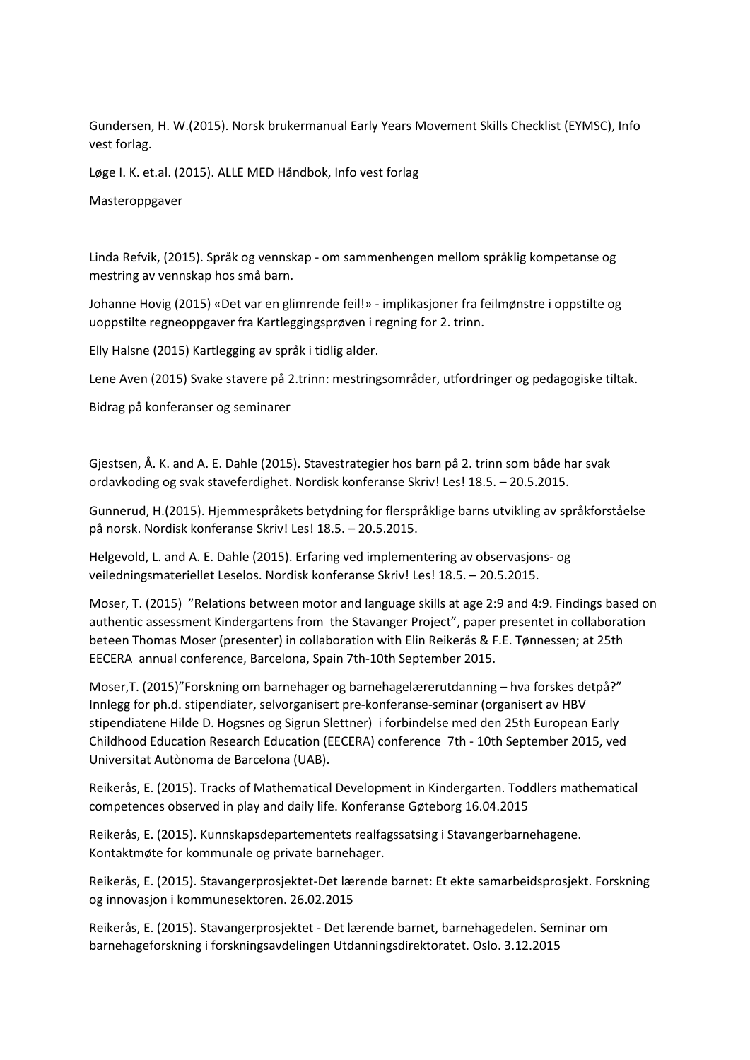Gundersen, H. W.(2015). Norsk brukermanual Early Years Movement Skills Checklist (EYMSC), Info vest forlag.

Løge I. K. et.al. (2015). ALLE MED Håndbok, Info vest forlag

Masteroppgaver

Linda Refvik, (2015). Språk og vennskap - om sammenhengen mellom språklig kompetanse og mestring av vennskap hos små barn.

Johanne Hovig (2015) «Det var en glimrende feil!» - implikasjoner fra feilmønstre i oppstilte og uoppstilte regneoppgaver fra Kartleggingsprøven i regning for 2. trinn.

Elly Halsne (2015) Kartlegging av språk i tidlig alder.

Lene Aven (2015) Svake stavere på 2.trinn: mestringsområder, utfordringer og pedagogiske tiltak.

Bidrag på konferanser og seminarer

Gjestsen, Å. K. and A. E. Dahle (2015). Stavestrategier hos barn på 2. trinn som både har svak ordavkoding og svak staveferdighet. Nordisk konferanse Skriv! Les! 18.5. – 20.5.2015.

Gunnerud, H.(2015). Hjemmespråkets betydning for flerspråklige barns utvikling av språkforståelse på norsk. Nordisk konferanse Skriv! Les! 18.5. – 20.5.2015.

Helgevold, L. and A. E. Dahle (2015). Erfaring ved implementering av observasjons- og veiledningsmateriellet Leselos. Nordisk konferanse Skriv! Les! 18.5. – 20.5.2015.

Moser, T. (2015) "Relations between motor and language skills at age 2:9 and 4:9. Findings based on authentic assessment Kindergartens from the Stavanger Project", paper presentet in collaboration beteen Thomas Moser (presenter) in collaboration with Elin Reikerås & F.E. Tønnessen; at 25th EECERA annual conference, Barcelona, Spain 7th-10th September 2015.

Moser,T. (2015)"Forskning om barnehager og barnehagelærerutdanning – hva forskes detpå?" Innlegg for ph.d. stipendiater, selvorganisert pre-konferanse-seminar (organisert av HBV stipendiatene Hilde D. Hogsnes og Sigrun Slettner) i forbindelse med den 25th European Early Childhood Education Research Education (EECERA) conference 7th - 10th September 2015, ved Universitat Autònoma de Barcelona (UAB).

Reikerås, E. (2015). Tracks of Mathematical Development in Kindergarten. Toddlers mathematical competences observed in play and daily life. Konferanse Gøteborg 16.04.2015

Reikerås, E. (2015). Kunnskapsdepartementets realfagssatsing i Stavangerbarnehagene. Kontaktmøte for kommunale og private barnehager.

Reikerås, E. (2015). Stavangerprosjektet-Det lærende barnet: Et ekte samarbeidsprosjekt. Forskning og innovasjon i kommunesektoren. 26.02.2015

Reikerås, E. (2015). Stavangerprosjektet - Det lærende barnet, barnehagedelen. Seminar om barnehageforskning i forskningsavdelingen Utdanningsdirektoratet. Oslo. 3.12.2015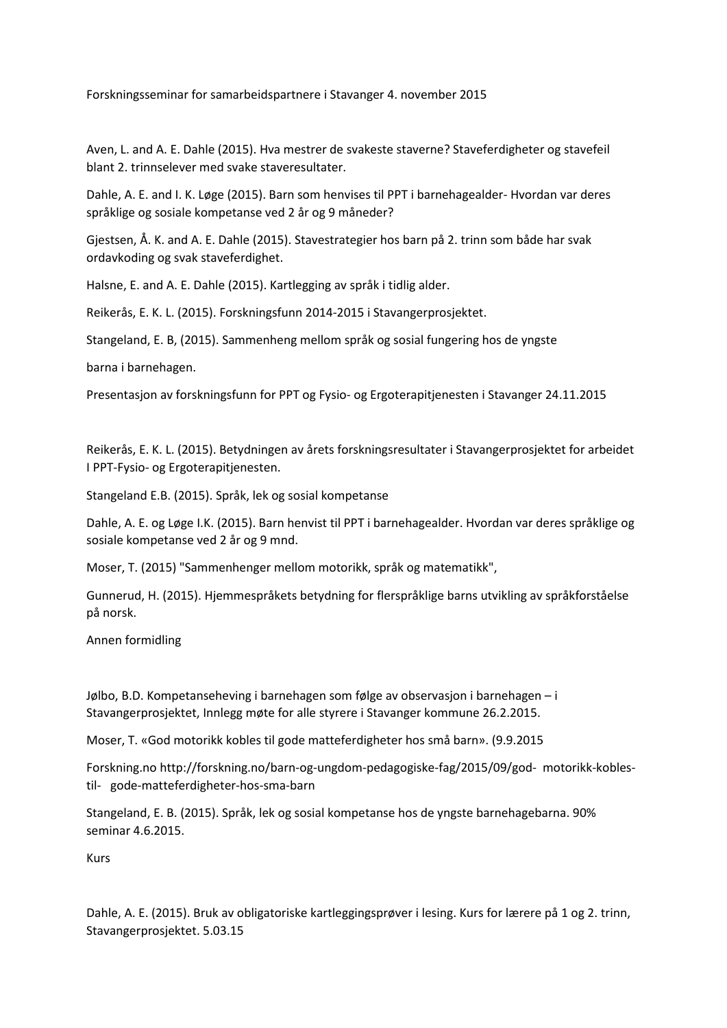Forskningsseminar for samarbeidspartnere i Stavanger 4. november 2015

Aven, L. and A. E. Dahle (2015). Hva mestrer de svakeste staverne? Staveferdigheter og stavefeil blant 2. trinnselever med svake staveresultater.

Dahle, A. E. and I. K. Løge (2015). Barn som henvises til PPT i barnehagealder- Hvordan var deres språklige og sosiale kompetanse ved 2 år og 9 måneder?

Gjestsen, Å. K. and A. E. Dahle (2015). Stavestrategier hos barn på 2. trinn som både har svak ordavkoding og svak staveferdighet.

Halsne, E. and A. E. Dahle (2015). Kartlegging av språk i tidlig alder.

Reikerås, E. K. L. (2015). Forskningsfunn 2014-2015 i Stavangerprosjektet.

Stangeland, E. B, (2015). Sammenheng mellom språk og sosial fungering hos de yngste

barna i barnehagen.

Presentasjon av forskningsfunn for PPT og Fysio- og Ergoterapitjenesten i Stavanger 24.11.2015

Reikerås, E. K. L. (2015). Betydningen av årets forskningsresultater i Stavangerprosjektet for arbeidet I PPT-Fysio- og Ergoterapitjenesten.

Stangeland E.B. (2015). Språk, lek og sosial kompetanse

Dahle, A. E. og Løge I.K. (2015). Barn henvist til PPT i barnehagealder. Hvordan var deres språklige og sosiale kompetanse ved 2 år og 9 mnd.

Moser, T. (2015) "Sammenhenger mellom motorikk, språk og matematikk",

Gunnerud, H. (2015). Hjemmespråkets betydning for flerspråklige barns utvikling av språkforståelse på norsk.

Annen formidling

Jølbo, B.D. Kompetanseheving i barnehagen som følge av observasjon i barnehagen – i Stavangerprosjektet, Innlegg møte for alle styrere i Stavanger kommune 26.2.2015.

Moser, T. «God motorikk kobles til gode matteferdigheter hos små barn». (9.9.2015

Forskning.no http://forskning.no/barn-og-ungdom-pedagogiske-fag/2015/09/god- motorikk-kobles-til- gode-matteferdigheter-hos-sma-barn

Stangeland, E. B. (2015). Språk, lek og sosial kompetanse hos de yngste barnehagebarna. 90% seminar 4.6.2015.

Kurs

Dahle, A. E. (2015). Bruk av obligatoriske kartleggingsprøver i lesing. Kurs for lærere på 1 og 2. trinn, Stavangerprosjektet. 5.03.15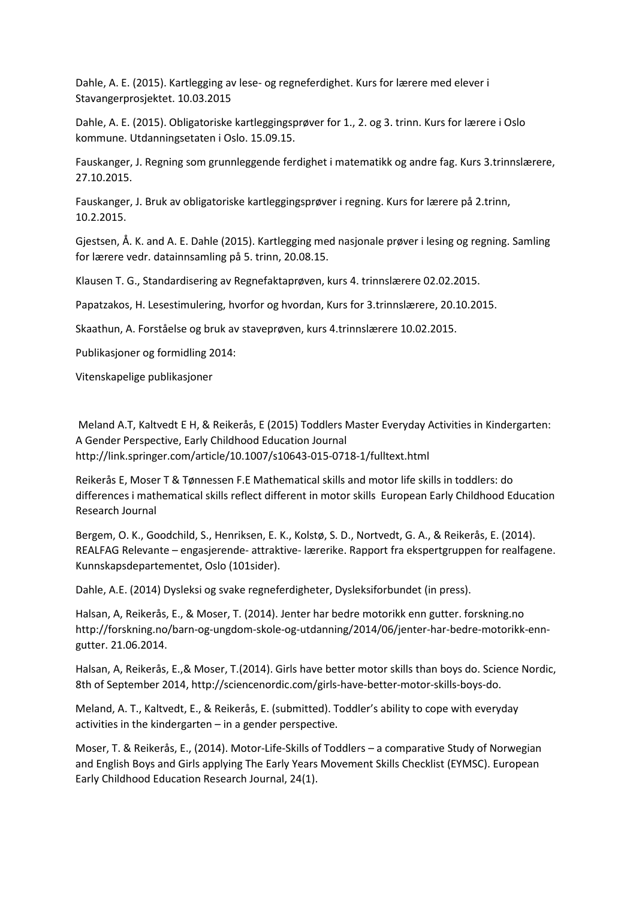Dahle, A. E. (2015). Kartlegging av lese- og regneferdighet. Kurs for lærere med elever i Stavangerprosjektet. 10.03.2015

Dahle, A. E. (2015). Obligatoriske kartleggingsprøver for 1., 2. og 3. trinn. Kurs for lærere i Oslo kommune. Utdanningsetaten i Oslo. 15.09.15.

Fauskanger, J. Regning som grunnleggende ferdighet i matematikk og andre fag. Kurs 3.trinnslærere, 27.10.2015.

Fauskanger, J. Bruk av obligatoriske kartleggingsprøver i regning. Kurs for lærere på 2.trinn, 10.2.2015.

Gjestsen, Å. K. and A. E. Dahle (2015). Kartlegging med nasjonale prøver i lesing og regning. Samling for lærere vedr. datainnsamling på 5. trinn, 20.08.15.

Klausen T. G., Standardisering av Regnefaktaprøven, kurs 4. trinnslærere 02.02.2015.

Papatzakos, H. Lesestimulering, hvorfor og hvordan, Kurs for 3.trinnslærere, 20.10.2015.

Skaathun, A. Forståelse og bruk av staveprøven, kurs 4.trinnslærere 10.02.2015.

Publikasjoner og formidling 2014:

Vitenskapelige publikasjoner

Meland A.T, Kaltvedt E H, & Reikerås, E (2015) Toddlers Master Everyday Activities in Kindergarten: A Gender Perspective, Early Childhood Education Journal http://link.springer.com/article/10.1007/s10643-015-0718-1/fulltext.html

Reikerås E, Moser T & Tønnessen F.E Mathematical skills and motor life skills in toddlers: do differences i mathematical skills reflect different in motor skills European Early Childhood Education Research Journal

Bergem, O. K., Goodchild, S., Henriksen, E. K., Kolstø, S. D., Nortvedt, G. A., & Reikerås, E. (2014). REALFAG Relevante – engasjerende- attraktive- lærerike. Rapport fra ekspertgruppen for realfagene. Kunnskapsdepartementet, Oslo (101sider).

Dahle, A.E. (2014) Dysleksi og svake regneferdigheter, Dysleksiforbundet (in press).

Halsan, A, Reikerås, E., & Moser, T. (2014). Jenter har bedre motorikk enn gutter. forskning.no http://forskning.no/barn-og-ungdom-skole-og-utdanning/2014/06/jenter-har-bedre-motorikk-enn-gutter. 21.06.2014.

Halsan, A, Reikerås, E.,& Moser, T.(2014). Girls have better motor skills than boys do. Science Nordic, 8th of September 2014, http://sciencenordic.com/girls-have-better-motor-skills-boys-do.

Meland, A. T., Kaltvedt, E., & Reikerås, E. (submitted). Toddler's ability to cope with everyday activities in the kindergarten – in a gender perspective.

Moser, T. & Reikerås, E., (2014). Motor-Life-Skills of Toddlers – a comparative Study of Norwegian and English Boys and Girls applying The Early Years Movement Skills Checklist (EYMSC). European Early Childhood Education Research Journal, 24(1).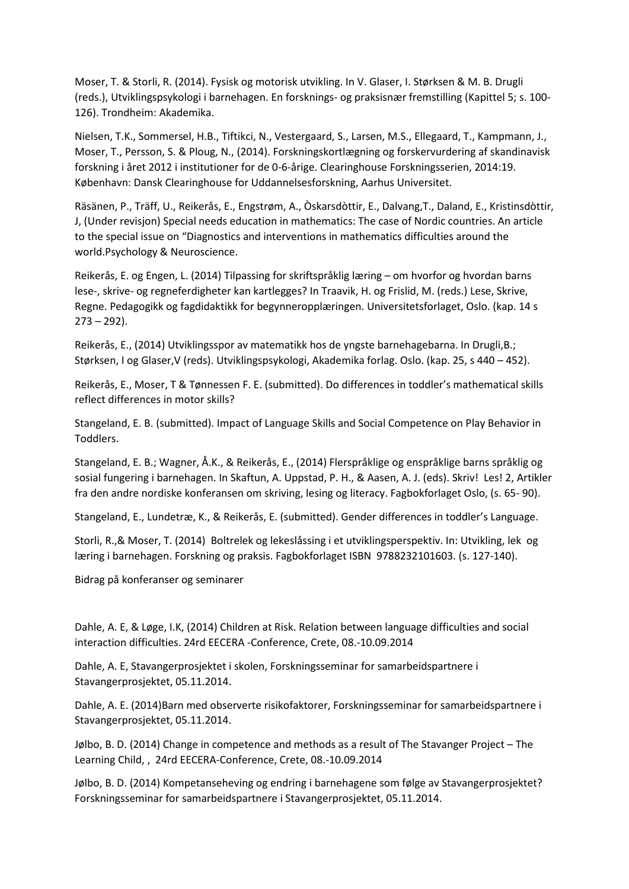Moser, T. & Storli, R. (2014). Fysisk og motorisk utvikling. In V. Glaser, I. Størksen & M. B. Drugli (reds.), Utviklingspsykologi i barnehagen. En forsknings- og praksisnær fremstilling (Kapittel 5; s. 100-126). Trondheim: Akademika.

Nielsen, T.K., Sommersel, H.B., Tiftikci, N., Vestergaard, S., Larsen, M.S., Ellegaard, T., Kampmann, J., Moser, T., Persson, S. & Ploug, N., (2014). Forskningskortlægning og forskervurdering af skandinavisk forskning i året 2012 i institutioner for de 0-6-årige. Clearinghouse Forskningsserien, 2014:19. København: Dansk Clearinghouse for Uddannelsesforskning, Aarhus Universitet.

Räsänen, P., Träff, U., Reikerås, E., Engstrøm, A., Òskarsdòttir, E., Dalvang,T., Daland, E., Kristinsdòttir, J, (Under revisjon) Special needs education in mathematics: The case of Nordic countries. An article to the special issue on "Diagnostics and interventions in mathematics difficulties around the world.Psychology & Neuroscience.

Reikerås, E. og Engen, L. (2014) Tilpassing for skriftspråklig læring – om hvorfor og hvordan barns lese-, skrive- og regneferdigheter kan kartlegges? In Traavik, H. og Frislid, M. (reds.) Lese, Skrive, Regne. Pedagogikk og fagdidaktikk for begynneropplæringen. Universitetsforlaget, Oslo. (kap. 14 s 273 – 292).

Reikerås, E., (2014) Utviklingsspor av matematikk hos de yngste barnehagebarna. In Drugli,B.; Størksen, I og Glaser,V (reds). Utviklingspsykologi, Akademika forlag. Oslo. (kap. 25, s 440 – 452).

Reikerås, E., Moser, T & Tønnessen F. E. (submitted). Do differences in toddler's mathematical skills reflect differences in motor skills?

Stangeland, E. B. (submitted). Impact of Language Skills and Social Competence on Play Behavior in Toddlers.

Stangeland, E. B.; Wagner, Å.K., & Reikerås, E., (2014) Flerspråklige og enspråklige barns språklig og sosial fungering i barnehagen. In Skaftun, A. Uppstad, P. H., & Aasen, A. J. (eds). Skriv! Les! 2, Artikler fra den andre nordiske konferansen om skriving, lesing og literacy. Fagbokforlaget Oslo, (s. 65- 90).

Stangeland, E., Lundetræ, K., & Reikerås, E. (submitted). Gender differences in toddler's Language.

Storli, R.,& Moser, T. (2014) Boltrelek og lekeslåssing i et utviklingsperspektiv. In: Utvikling, lek og læring i barnehagen. Forskning og praksis. Fagbokforlaget ISBN 9788232101603. (s. 127-140).

Bidrag på konferanser og seminarer

Dahle, A. E, & Løge, I.K, (2014) Children at Risk. Relation between language difficulties and social interaction difficulties. 24rd EECERA -Conference, Crete, 08.-10.09.2014

Dahle, A. E, Stavangerprosjektet i skolen, Forskningsseminar for samarbeidspartnere i Stavangerprosjektet, 05.11.2014.

Dahle, A. E. (2014)Barn med observerte risikofaktorer, Forskningsseminar for samarbeidspartnere i Stavangerprosjektet, 05.11.2014.

Jølbo, B. D. (2014) Change in competence and methods as a result of The Stavanger Project – The Learning Child, , 24rd EECERA-Conference, Crete, 08.-10.09.2014

Jølbo, B. D. (2014) Kompetanseheving og endring i barnehagene som følge av Stavangerprosjektet? Forskningsseminar for samarbeidspartnere i Stavangerprosjektet, 05.11.2014.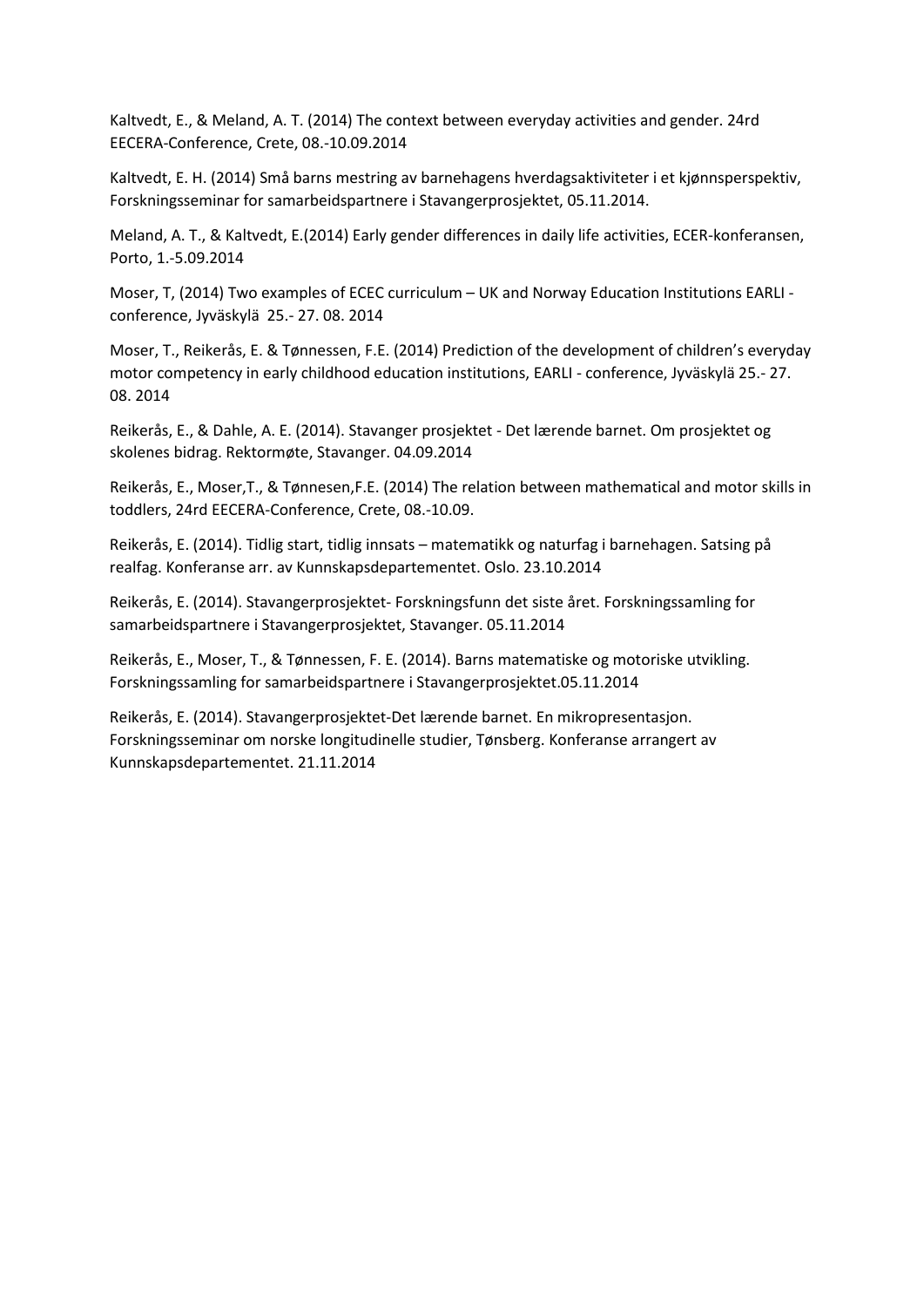Kaltvedt, E., & Meland, A. T. (2014) The context between everyday activities and gender. 24rd EECERA-Conference, Crete, 08.-10.09.2014

Kaltvedt, E. H. (2014) Små barns mestring av barnehagens hverdagsaktiviteter i et kjønnsperspektiv, Forskningsseminar for samarbeidspartnere i Stavangerprosjektet, 05.11.2014.

Meland, A. T., & Kaltvedt, E.(2014) Early gender differences in daily life activities, ECER-konferansen, Porto, 1.-5.09.2014

Moser, T, (2014) Two examples of ECEC curriculum – UK and Norway Education Institutions EARLI - conference, Jyväskylä 25.- 27. 08. 2014

Moser, T., Reikerås, E. & Tønnessen, F.E. (2014) Prediction of the development of children's everyday motor competency in early childhood education institutions, EARLI - conference, Jyväskylä 25.- 27. 08. 2014

Reikerås, E., & Dahle, A. E. (2014). Stavanger prosjektet - Det lærende barnet. Om prosjektet og skolenes bidrag. Rektormøte, Stavanger. 04.09.2014

Reikerås, E., Moser,T., & Tønnesen,F.E. (2014) The relation between mathematical and motor skills in toddlers, 24rd EECERA-Conference, Crete, 08.-10.09.

Reikerås, E. (2014). Tidlig start, tidlig innsats – matematikk og naturfag i barnehagen. Satsing på realfag. Konferanse arr. av Kunnskapsdepartementet. Oslo. 23.10.2014

Reikerås, E. (2014). Stavangerprosjektet- Forskningsfunn det siste året. Forskningssamling for samarbeidspartnere i Stavangerprosjektet, Stavanger. 05.11.2014

Reikerås, E., Moser, T., & Tønnessen, F. E. (2014). Barns matematiske og motoriske utvikling. Forskningssamling for samarbeidspartnere i Stavangerprosjektet.05.11.2014

Reikerås, E. (2014). Stavangerprosjektet-Det lærende barnet. En mikropresentasjon. Forskningsseminar om norske longitudinelle studier, Tønsberg. Konferanse arrangert av Kunnskapsdepartementet. 21.11.2014